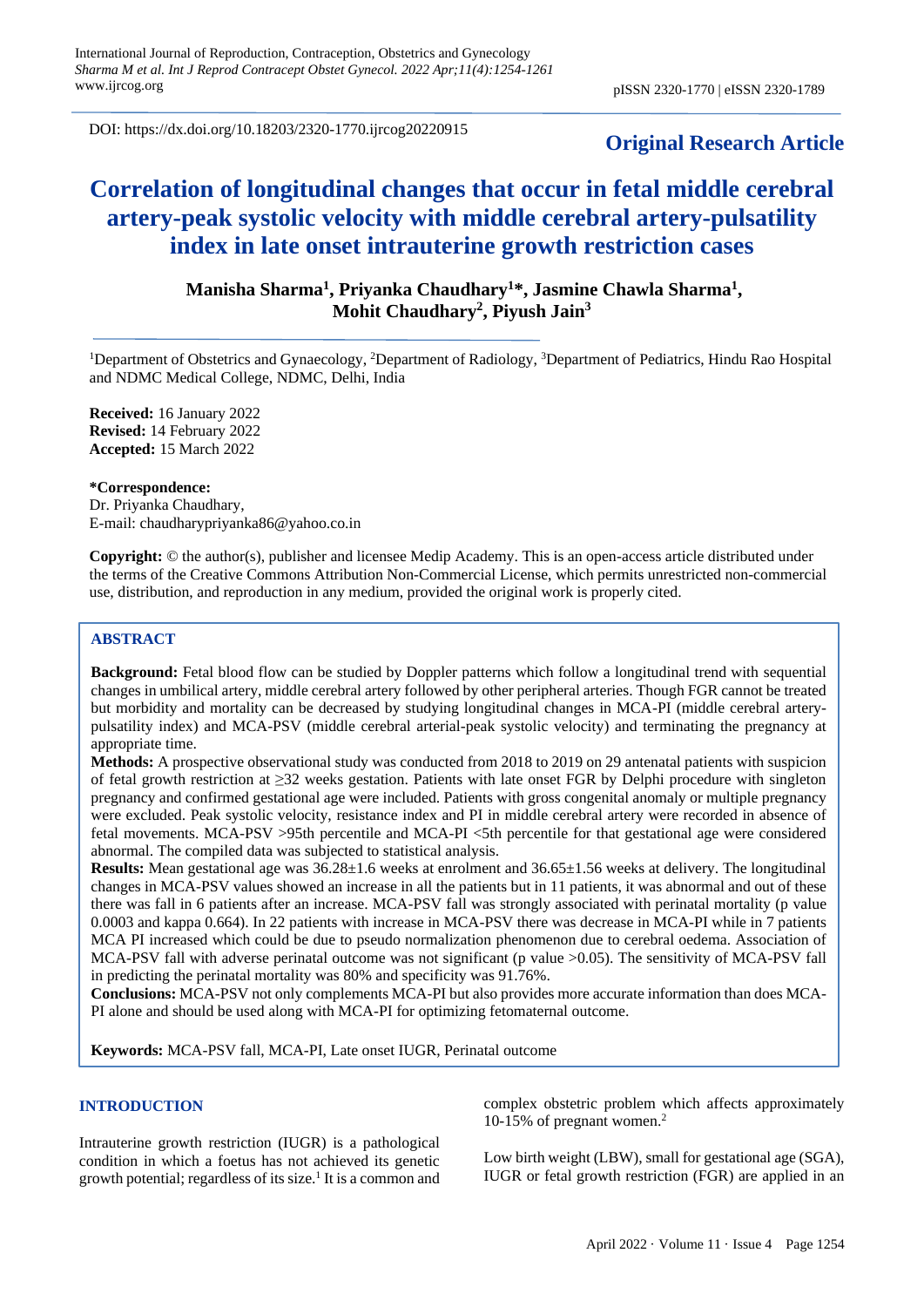DOI: https://dx.doi.org/10.18203/2320-1770.ijrcog20220915

**Original Research Article**

# Correlation of longitudinal changes that occur in fetal middle cerebral artery-peak systolic velocity with middle cerebral artery-pulsatility index in late onset intrauterine growth restriction cases

**Manisha Sharma[1], Priyanka Chaudhary[1]*, Jasmine Chawla Sharma[1], Mohit Chaudhary[2], Piyush Jain[3]**

[1]Department of Obstetrics and Gynaecology, [2]Department of Radiology, [3]Department of Pediatrics, Hindu Rao Hospital and NDMC Medical College, NDMC, Delhi, India

**Received:** 16 January 2022
**Revised:** 14 February 2022
**Accepted:** 15 March 2022

**\*Correspondence:**
Dr. Priyanka Chaudhary,
E-mail: chaudharypriyanka86@yahoo.co.in

**Copyright:** © the author(s), publisher and licensee Medip Academy. This is an open-access article distributed under the terms of the Creative Commons Attribution Non-Commercial License, which permits unrestricted non-commercial use, distribution, and reproduction in any medium, provided the original work is properly cited.

## ABSTRACT

**Background:** Fetal blood flow can be studied by Doppler patterns which follow a longitudinal trend with sequential changes in umbilical artery, middle cerebral artery followed by other peripheral arteries. Though FGR cannot be treated but morbidity and mortality can be decreased by studying longitudinal changes in MCA-PI (middle cerebral artery-pulsatility index) and MCA-PSV (middle cerebral arterial-peak systolic velocity) and terminating the pregnancy at appropriate time.

**Methods:** A prospective observational study was conducted from 2018 to 2019 on 29 antenatal patients with suspicion of fetal growth restriction at ≥32 weeks gestation. Patients with late onset FGR by Delphi procedure with singleton pregnancy and confirmed gestational age were included. Patients with gross congenital anomaly or multiple pregnancy were excluded. Peak systolic velocity, resistance index and PI in middle cerebral artery were recorded in absence of fetal movements. MCA-PSV >95th percentile and MCA-PI <5th percentile for that gestational age were considered abnormal. The compiled data was subjected to statistical analysis.

**Results:** Mean gestational age was 36.28±1.6 weeks at enrolment and 36.65±1.56 weeks at delivery. The longitudinal changes in MCA-PSV values showed an increase in all the patients but in 11 patients, it was abnormal and out of these there was fall in 6 patients after an increase. MCA-PSV fall was strongly associated with perinatal mortality (p value 0.0003 and kappa 0.664). In 22 patients with increase in MCA-PSV there was decrease in MCA-PI while in 7 patients MCA PI increased which could be due to pseudo normalization phenomenon due to cerebral oedema. Association of MCA-PSV fall with adverse perinatal outcome was not significant (p value >0.05). The sensitivity of MCA-PSV fall in predicting the perinatal mortality was 80% and specificity was 91.76%.

**Conclusions:** MCA-PSV not only complements MCA-PI but also provides more accurate information than does MCA-PI alone and should be used along with MCA-PI for optimizing fetomaternal outcome.

**Keywords:** MCA-PSV fall, MCA-PI, Late onset IUGR, Perinatal outcome

## INTRODUCTION

Intrauterine growth restriction (IUGR) is a pathological condition in which a foetus has not achieved its genetic growth potential; regardless of its size.[1] It is a common and complex obstetric problem which affects approximately 10-15% of pregnant women.[2]

Low birth weight (LBW), small for gestational age (SGA), IUGR or fetal growth restriction (FGR) are applied in an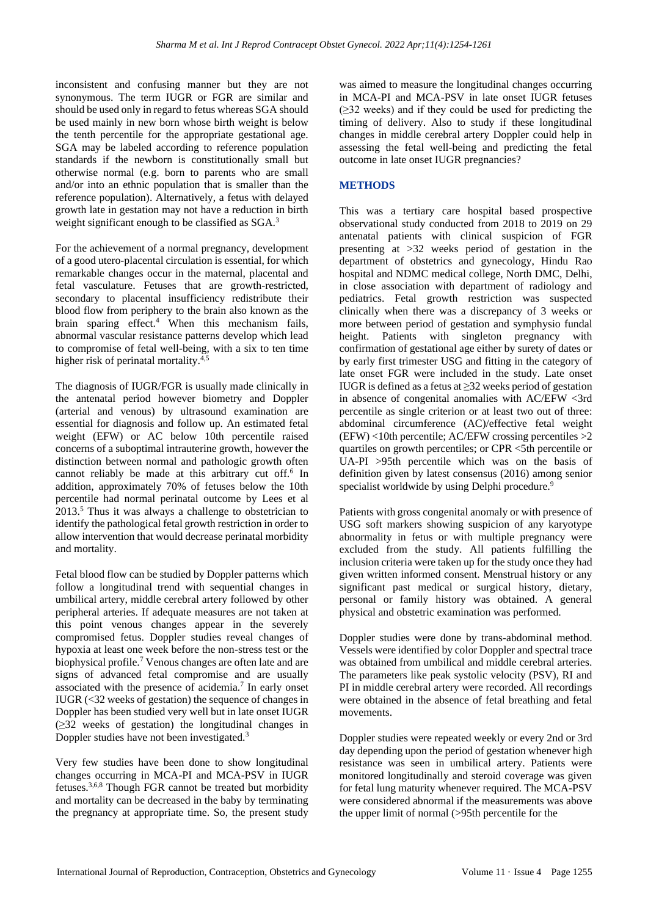inconsistent and confusing manner but they are not synonymous. The term IUGR or FGR are similar and should be used only in regard to fetus whereas SGA should be used mainly in new born whose birth weight is below the tenth percentile for the appropriate gestational age. SGA may be labeled according to reference population standards if the newborn is constitutionally small but otherwise normal (e.g. born to parents who are small and/or into an ethnic population that is smaller than the reference population). Alternatively, a fetus with delayed growth late in gestation may not have a reduction in birth weight significant enough to be classified as SGA.[3]

For the achievement of a normal pregnancy, development of a good utero-placental circulation is essential, for which remarkable changes occur in the maternal, placental and fetal vasculature. Fetuses that are growth-restricted, secondary to placental insufficiency redistribute their blood flow from periphery to the brain also known as the brain sparing effect.[4] When this mechanism fails, abnormal vascular resistance patterns develop which lead to compromise of fetal well-being, with a six to ten time higher risk of perinatal mortality.[4,5]

The diagnosis of IUGR/FGR is usually made clinically in the antenatal period however biometry and Doppler (arterial and venous) by ultrasound examination are essential for diagnosis and follow up. An estimated fetal weight (EFW) or AC below 10th percentile raised concerns of a suboptimal intrauterine growth, however the distinction between normal and pathologic growth often cannot reliably be made at this arbitrary cut off.[6] In addition, approximately 70% of fetuses below the 10th percentile had normal perinatal outcome by Lees et al 2013.[5] Thus it was always a challenge to obstetrician to identify the pathological fetal growth restriction in order to allow intervention that would decrease perinatal morbidity and mortality.

Fetal blood flow can be studied by Doppler patterns which follow a longitudinal trend with sequential changes in umbilical artery, middle cerebral artery followed by other peripheral arteries. If adequate measures are not taken at this point venous changes appear in the severely compromised fetus. Doppler studies reveal changes of hypoxia at least one week before the non-stress test or the biophysical profile.[7] Venous changes are often late and are signs of advanced fetal compromise and are usually associated with the presence of acidemia.[7] In early onset IUGR (<32 weeks of gestation) the sequence of changes in Doppler has been studied very well but in late onset IUGR (≥32 weeks of gestation) the longitudinal changes in Doppler studies have not been investigated.[3]

Very few studies have been done to show longitudinal changes occurring in MCA-PI and MCA-PSV in IUGR fetuses.[3,6,8] Though FGR cannot be treated but morbidity and mortality can be decreased in the baby by terminating the pregnancy at appropriate time. So, the present study was aimed to measure the longitudinal changes occurring in MCA-PI and MCA-PSV in late onset IUGR fetuses (≥32 weeks) and if they could be used for predicting the timing of delivery. Also to study if these longitudinal changes in middle cerebral artery Doppler could help in assessing the fetal well-being and predicting the fetal outcome in late onset IUGR pregnancies?

## METHODS

This was a tertiary care hospital based prospective observational study conducted from 2018 to 2019 on 29 antenatal patients with clinical suspicion of FGR presenting at >32 weeks period of gestation in the department of obstetrics and gynecology, Hindu Rao hospital and NDMC medical college, North DMC, Delhi, in close association with department of radiology and pediatrics. Fetal growth restriction was suspected clinically when there was a discrepancy of 3 weeks or more between period of gestation and symphysio fundal height. Patients with singleton pregnancy with confirmation of gestational age either by surety of dates or by early first trimester USG and fitting in the category of late onset FGR were included in the study. Late onset IUGR is defined as a fetus at ≥32 weeks period of gestation in absence of congenital anomalies with AC/EFW <3rd percentile as single criterion or at least two out of three: abdominal circumference (AC)/effective fetal weight (EFW) <10th percentile; AC/EFW crossing percentiles >2 quartiles on growth percentiles; or CPR <5th percentile or UA-PI >95th percentile which was on the basis of definition given by latest consensus (2016) among senior specialist worldwide by using Delphi procedure.[9]

Patients with gross congenital anomaly or with presence of USG soft markers showing suspicion of any karyotype abnormality in fetus or with multiple pregnancy were excluded from the study. All patients fulfilling the inclusion criteria were taken up for the study once they had given written informed consent. Menstrual history or any significant past medical or surgical history, dietary, personal or family history was obtained. A general physical and obstetric examination was performed.

Doppler studies were done by trans-abdominal method. Vessels were identified by color Doppler and spectral trace was obtained from umbilical and middle cerebral arteries. The parameters like peak systolic velocity (PSV), RI and PI in middle cerebral artery were recorded. All recordings were obtained in the absence of fetal breathing and fetal movements.

Doppler studies were repeated weekly or every 2nd or 3rd day depending upon the period of gestation whenever high resistance was seen in umbilical artery. Patients were monitored longitudinally and steroid coverage was given for fetal lung maturity whenever required. The MCA-PSV were considered abnormal if the measurements was above the upper limit of normal (>95th percentile for the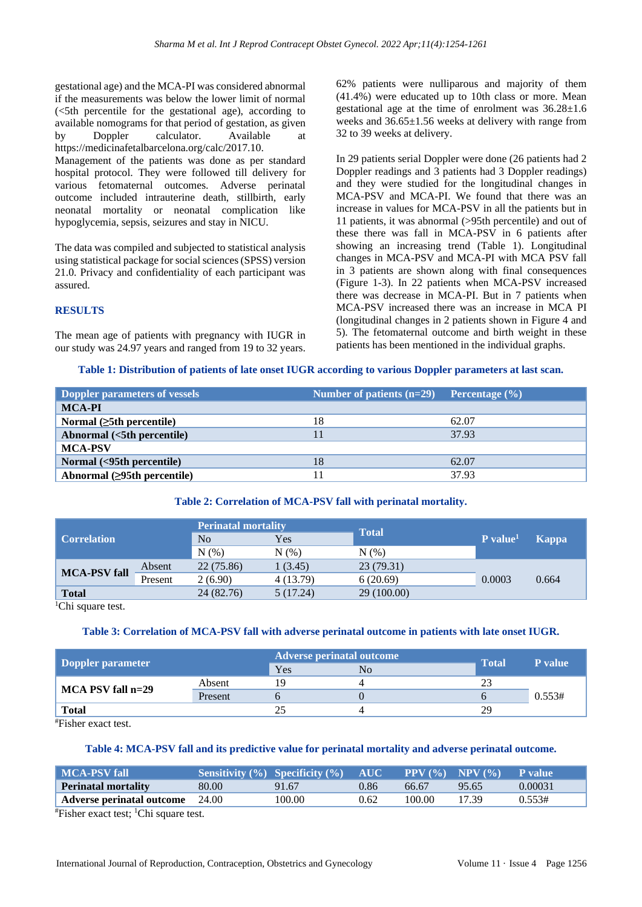gestational age) and the MCA-PI was considered abnormal if the measurements was below the lower limit of normal (<5th percentile for the gestational age), according to available nomograms for that period of gestation, as given by Doppler calculator. Available at https://medicinafetalbarcelona.org/calc/2017.10.

Management of the patients was done as per standard hospital protocol. They were followed till delivery for various fetomaternal outcomes. Adverse perinatal outcome included intrauterine death, stillbirth, early neonatal mortality or neonatal complication like hypoglycemia, sepsis, seizures and stay in NICU.

The data was compiled and subjected to statistical analysis using statistical package for social sciences (SPSS) version 21.0. Privacy and confidentiality of each participant was assured.

## RESULTS

The mean age of patients with pregnancy with IUGR in our study was 24.97 years and ranged from 19 to 32 years. 62% patients were nulliparous and majority of them (41.4%) were educated up to 10th class or more. Mean gestational age at the time of enrolment was 36.28±1.6 weeks and 36.65±1.56 weeks at delivery with range from 32 to 39 weeks at delivery.

In 29 patients serial Doppler were done (26 patients had 2 Doppler readings and 3 patients had 3 Doppler readings) and they were studied for the longitudinal changes in MCA-PSV and MCA-PI. We found that there was an increase in values for MCA-PSV in all the patients but in 11 patients, it was abnormal (>95th percentile) and out of these there was fall in MCA-PSV in 6 patients after showing an increasing trend (Table 1). Longitudinal changes in MCA-PSV and MCA-PI with MCA PSV fall in 3 patients are shown along with final consequences (Figure 1-3). In 22 patients when MCA-PSV increased there was decrease in MCA-PI. But in 7 patients when MCA-PSV increased there was an increase in MCA PI (longitudinal changes in 2 patients shown in Figure 4 and 5). The fetomaternal outcome and birth weight in these patients has been mentioned in the individual graphs.

**Table 1: Distribution of patients of late onset IUGR according to various Doppler parameters at last scan.**

| Doppler parameters of vessels | Number of patients (n=29) | Percentage (%) |
|---|---|---|
| **MCA-PI** | | |
| **Normal (≥5th percentile)** | 18 | 62.07 |
| **Abnormal (<5th percentile)** | 11 | 37.93 |
| **MCA-PSV** | | |
| **Normal (<95th percentile)** | 18 | 62.07 |
| **Abnormal (≥95th percentile)** | 11 | 37.93 |

**Table 2: Correlation of MCA-PSV fall with perinatal mortality.**

| Correlation | | Perinatal mortality | | Total | P value[1] | Kappa |
|---|---|---|---|---|---|---|
| | | No | Yes | | | |
| | | N (%) | N (%) | N (%) | | |
| **MCA-PSV fall** | Absent | 22 (75.86) | 1 (3.45) | 23 (79.31) | 0.0003 | 0.664 |
| | Present | 2 (6.90) | 4 (13.79) | 6 (20.69) | | |
| **Total** | | 24 (82.76) | 5 (17.24) | 29 (100.00) | | |

[1]Chi square test.

**Table 3: Correlation of MCA-PSV fall with adverse perinatal outcome in patients with late onset IUGR.**

| Doppler parameter | | Adverse perinatal outcome | | Total | P value |
|---|---|---|---|---|---|
| | | Yes | No | | |
| **MCA PSV fall n=29** | Absent | 19 | 4 | 23 | 0.553# |
| | Present | 6 | 0 | 6 | |
| **Total** | | 25 | 4 | 29 | |

#Fisher exact test.

**Table 4: MCA-PSV fall and its predictive value for perinatal mortality and adverse perinatal outcome.**

| MCA-PSV fall | Sensitivity (%) | Specificity (%) | AUC | PPV (%) | NPV (%) | P value |
|---|---|---|---|---|---|---|
| **Perinatal mortality** | 80.00 | 91.67 | 0.86 | 66.67 | 95.65 | 0.00031 |
| **Adverse perinatal outcome** | 24.00 | 100.00 | 0.62 | 100.00 | 17.39 | 0.553# |

#Fisher exact test; [1]Chi square test.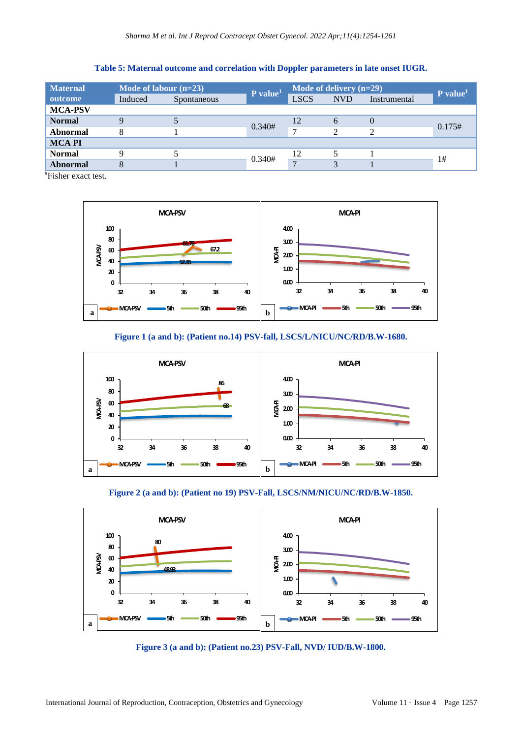**Table 5: Maternal outcome and correlation with Doppler parameters in late onset IUGR.**

| Maternal outcome | Mode of labour (n=23) | | P value[1] | Mode of delivery (n=29) | | | P value[1] |
|---|---|---|---|---|---|---|---|
| | Induced | Spontaneous | | LSCS | NVD | Instrumental | |
| **MCA-PSV** | | | | | | | |
| **Normal** | 9 | 5 | 0.340# | 12 | 6 | 0 | 0.175# |
| **Abnormal** | 8 | 1 | | 7 | 2 | 2 | |
| **MCA PI** | | | | | | | |
| **Normal** | 9 | 5 | 0.340# | 12 | 5 | 1 | 1# |
| **Abnormal** | 8 | 1 | | 7 | 3 | 1 | |

#Fisher exact test.

**Figure 1 (a and b): (Patient no.14) PSV-fall, LSCS/L/NICU/NC/RD/B.W-1680.**

**Figure 2 (a and b): (Patient no 19) PSV-Fall, LSCS/NM/NICU/NC/RD/B.W-1850.**

**Figure 3 (a and b): (Patient no.23) PSV-Fall, NVD/ IUD/B.W-1800.**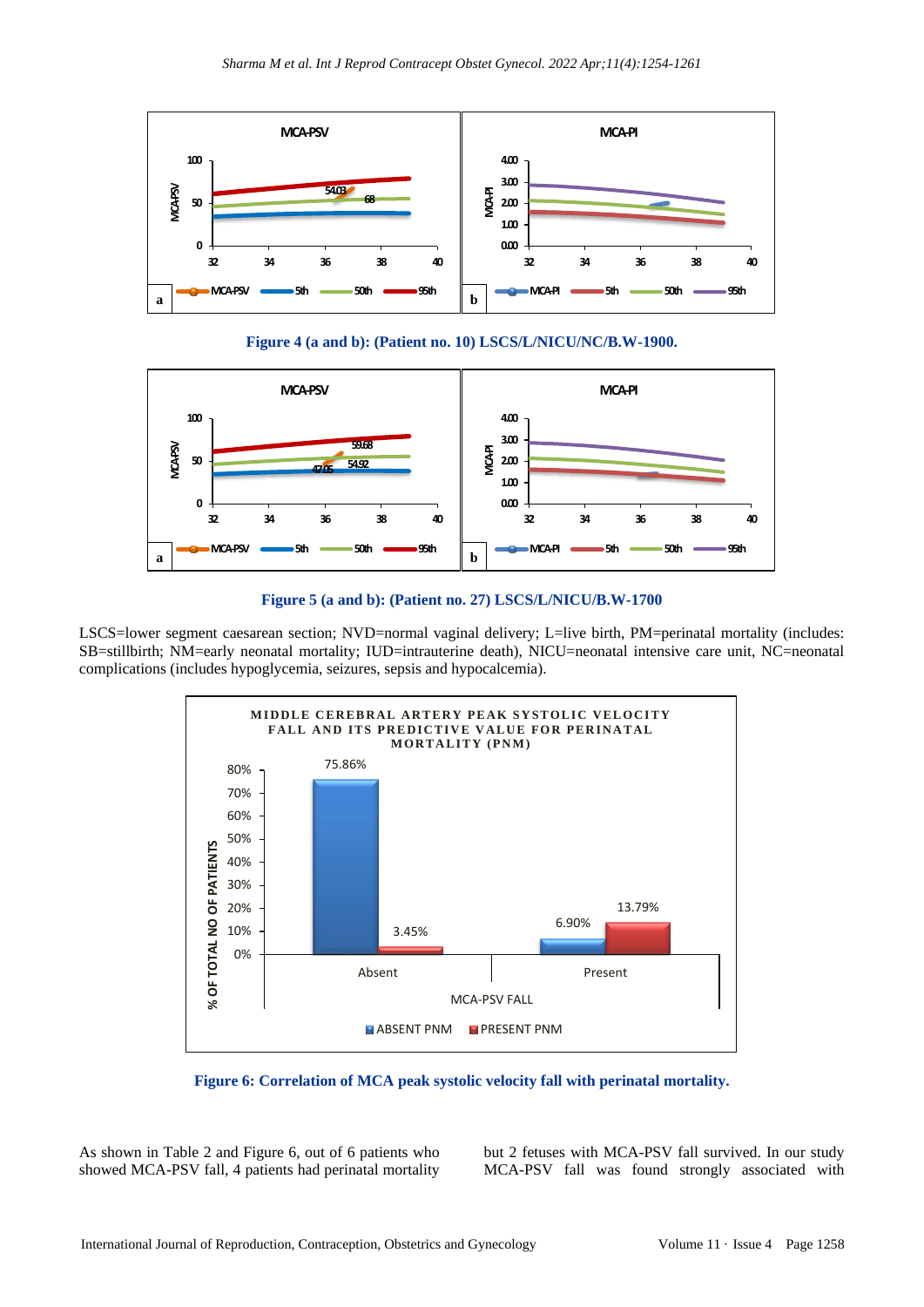**Figure 4 (a and b): (Patient no. 10) LSCS/L/NICU/NC/B.W-1900.**

**Figure 5 (a and b): (Patient no. 27) LSCS/L/NICU/B.W-1700**

LSCS=lower segment caesarean section; NVD=normal vaginal delivery; L=live birth, PM=perinatal mortality (includes: SB=stillbirth; NM=early neonatal mortality; IUD=intrauterine death), NICU=neonatal intensive care unit, NC=neonatal complications (includes hypoglycemia, seizures, sepsis and hypocalcemia).

**Figure 6: Correlation of MCA peak systolic velocity fall with perinatal mortality.**

As shown in Table 2 and Figure 6, out of 6 patients who showed MCA-PSV fall, 4 patients had perinatal mortality but 2 fetuses with MCA-PSV fall survived. In our study MCA-PSV fall was found strongly associated with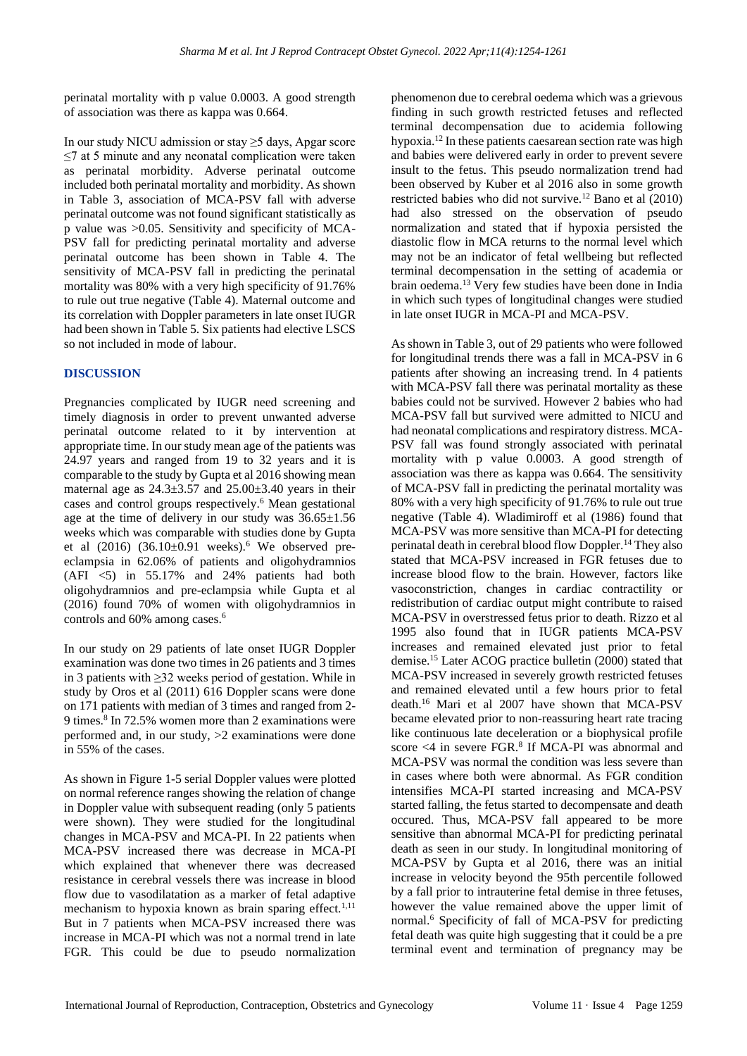perinatal mortality with p value 0.0003. A good strength of association was there as kappa was 0.664.

In our study NICU admission or stay ≥5 days, Apgar score ≤7 at 5 minute and any neonatal complication were taken as perinatal morbidity. Adverse perinatal outcome included both perinatal mortality and morbidity. As shown in Table 3, association of MCA-PSV fall with adverse perinatal outcome was not found significant statistically as p value was >0.05. Sensitivity and specificity of MCA-PSV fall for predicting perinatal mortality and adverse perinatal outcome has been shown in Table 4. The sensitivity of MCA-PSV fall in predicting the perinatal mortality was 80% with a very high specificity of 91.76% to rule out true negative (Table 4). Maternal outcome and its correlation with Doppler parameters in late onset IUGR had been shown in Table 5. Six patients had elective LSCS so not included in mode of labour.

## DISCUSSION

Pregnancies complicated by IUGR need screening and timely diagnosis in order to prevent unwanted adverse perinatal outcome related to it by intervention at appropriate time. In our study mean age of the patients was 24.97 years and it ranged from 19 to 32 years and it is comparable to the study by Gupta et al 2016 showing mean maternal age as 24.3±3.57 and 25.00±3.40 years in their cases and control groups respectively.[6] Mean gestational age at the time of delivery in our study was 36.65±1.56 weeks which was comparable with studies done by Gupta et al (2016) (36.10±0.91 weeks).[6] We observed pre-eclampsia in 62.06% of patients and oligohydramnios (AFI <5) in 55.17% and 24% patients had both oligohydramnios and pre-eclampsia while Gupta et al (2016) found 70% of women with oligohydramnios in controls and 60% among cases.[6]

In our study on 29 patients of late onset IUGR Doppler examination was done two times in 26 patients and 3 times in 3 patients with ≥32 weeks period of gestation. While in study by Oros et al (2011) 616 Doppler scans were done on 171 patients with median of 3 times and ranged from 2-9 times.[8] In 72.5% women more than 2 examinations were performed and, in our study, >2 examinations were done in 55% of the cases.

As shown in Figure 1-5 serial Doppler values were plotted on normal reference ranges showing the relation of change in Doppler value with subsequent reading (only 5 patients were shown). They were studied for the longitudinal changes in MCA-PSV and MCA-PI. In 22 patients when MCA-PSV increased there was decrease in MCA-PI which explained that whenever there was decreased resistance in cerebral vessels there was increase in blood flow due to vasodilatation as a marker of fetal adaptive mechanism to hypoxia known as brain sparing effect.[1,11] But in 7 patients when MCA-PSV increased there was increase in MCA-PI which was not a normal trend in late FGR. This could be due to pseudo normalization phenomenon due to cerebral oedema which was a grievous finding in such growth restricted fetuses and reflected terminal decompensation due to acidemia following hypoxia.[12] In these patients caesarean section rate was high and babies were delivered early in order to prevent severe insult to the fetus. This pseudo normalization trend had been observed by Kuber et al 2016 also in some growth restricted babies who did not survive.[12] Bano et al (2010) had also stressed on the observation of pseudo normalization and stated that if hypoxia persisted the diastolic flow in MCA returns to the normal level which may not be an indicator of fetal wellbeing but reflected terminal decompensation in the setting of academia or brain oedema.[13] Very few studies have been done in India in which such types of longitudinal changes were studied in late onset IUGR in MCA-PI and MCA-PSV.

As shown in Table 3, out of 29 patients who were followed for longitudinal trends there was a fall in MCA-PSV in 6 patients after showing an increasing trend. In 4 patients with MCA-PSV fall there was perinatal mortality as these babies could not be survived. However 2 babies who had MCA-PSV fall but survived were admitted to NICU and had neonatal complications and respiratory distress. MCA-PSV fall was found strongly associated with perinatal mortality with p value 0.0003. A good strength of association was there as kappa was 0.664. The sensitivity of MCA-PSV fall in predicting the perinatal mortality was 80% with a very high specificity of 91.76% to rule out true negative (Table 4). Wladimiroff et al (1986) found that MCA-PSV was more sensitive than MCA-PI for detecting perinatal death in cerebral blood flow Doppler.[14] They also stated that MCA-PSV increased in FGR fetuses due to increase blood flow to the brain. However, factors like vasoconstriction, changes in cardiac contractility or redistribution of cardiac output might contribute to raised MCA-PSV in overstressed fetus prior to death. Rizzo et al 1995 also found that in IUGR patients MCA-PSV increases and remained elevated just prior to fetal demise.[15] Later ACOG practice bulletin (2000) stated that MCA-PSV increased in severely growth restricted fetuses and remained elevated until a few hours prior to fetal death.[16] Mari et al 2007 have shown that MCA-PSV became elevated prior to non-reassuring heart rate tracing like continuous late deceleration or a biophysical profile score <4 in severe FGR.[8] If MCA-PI was abnormal and MCA-PSV was normal the condition was less severe than in cases where both were abnormal. As FGR condition intensifies MCA-PI started increasing and MCA-PSV started falling, the fetus started to decompensate and death occured. Thus, MCA-PSV fall appeared to be more sensitive than abnormal MCA-PI for predicting perinatal death as seen in our study. In longitudinal monitoring of MCA-PSV by Gupta et al 2016, there was an initial increase in velocity beyond the 95th percentile followed by a fall prior to intrauterine fetal demise in three fetuses, however the value remained above the upper limit of normal.[6] Specificity of fall of MCA-PSV for predicting fetal death was quite high suggesting that it could be a pre terminal event and termination of pregnancy may be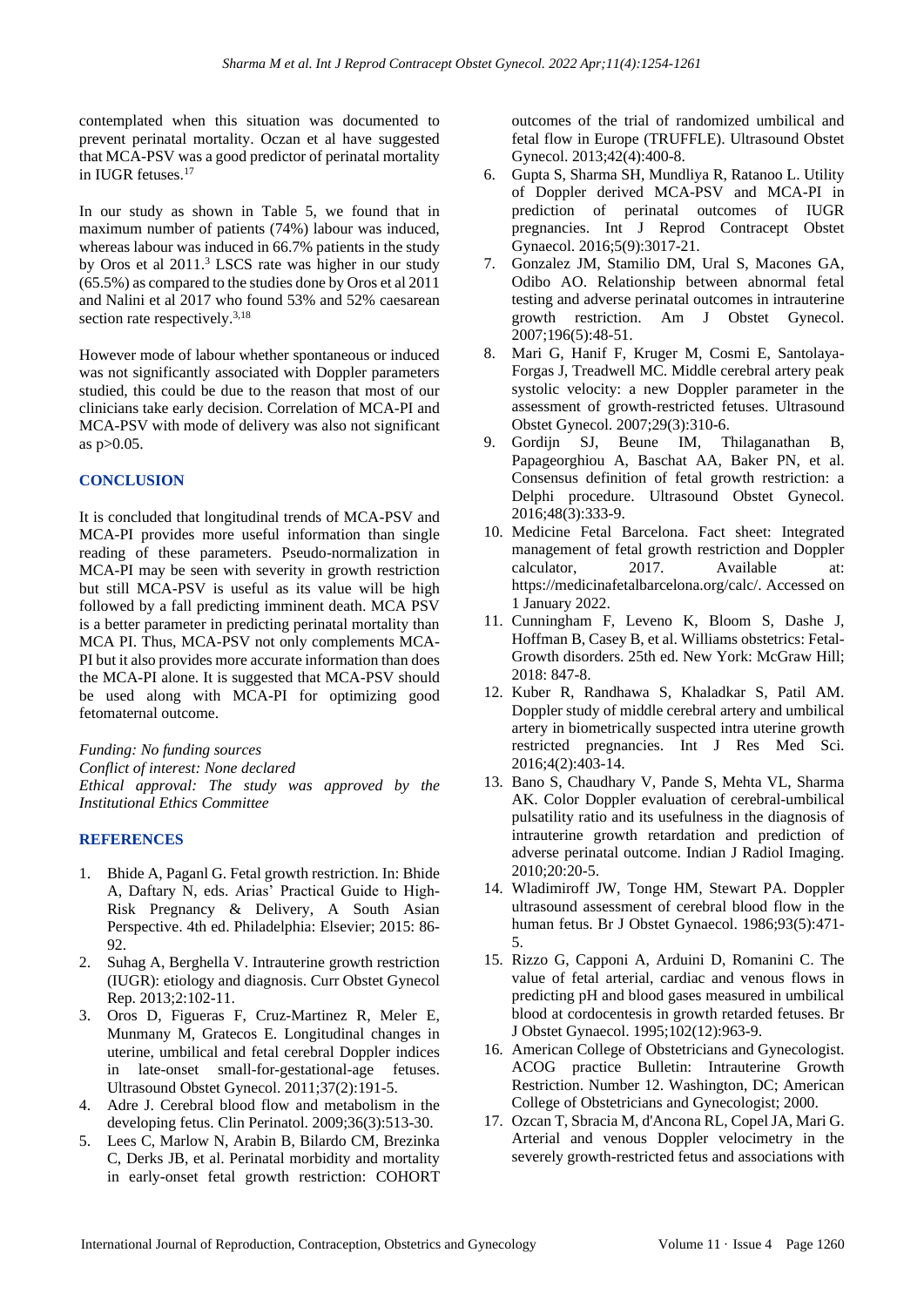contemplated when this situation was documented to prevent perinatal mortality. Oczan et al have suggested that MCA-PSV was a good predictor of perinatal mortality in IUGR fetuses.[17]

In our study as shown in Table 5, we found that in maximum number of patients (74%) labour was induced, whereas labour was induced in 66.7% patients in the study by Oros et al 2011.[3] LSCS rate was higher in our study (65.5%) as compared to the studies done by Oros et al 2011 and Nalini et al 2017 who found 53% and 52% caesarean section rate respectively.[3,18]

However mode of labour whether spontaneous or induced was not significantly associated with Doppler parameters studied, this could be due to the reason that most of our clinicians take early decision. Correlation of MCA-PI and MCA-PSV with mode of delivery was also not significant as $p > 0.05$.

## CONCLUSION

It is concluded that longitudinal trends of MCA-PSV and MCA-PI provides more useful information than single reading of these parameters. Pseudo-normalization in MCA-PI may be seen with severity in growth restriction but still MCA-PSV is useful as its value will be high followed by a fall predicting imminent death. MCA PSV is a better parameter in predicting perinatal mortality than MCA PI. Thus, MCA-PSV not only complements MCA-PI but it also provides more accurate information than does the MCA-PI alone. It is suggested that MCA-PSV should be used along with MCA-PI for optimizing good fetomaternal outcome.

*Funding: No funding sources*
*Conflict of interest: None declared*
*Ethical approval: The study was approved by the Institutional Ethics Committee*

## REFERENCES

1. Bhide A, Paganl G. Fetal growth restriction. In: Bhide A, Daftary N, eds. Arias' Practical Guide to High-Risk Pregnancy & Delivery, A South Asian Perspective. 4th ed. Philadelphia: Elsevier; 2015: 86-92.
2. Suhag A, Berghella V. Intrauterine growth restriction (IUGR): etiology and diagnosis. Curr Obstet Gynecol Rep. 2013;2:102-11.
3. Oros D, Figueras F, Cruz-Martinez R, Meler E, Munmany M, Gratecos E. Longitudinal changes in uterine, umbilical and fetal cerebral Doppler indices in late-onset small-for-gestational-age fetuses. Ultrasound Obstet Gynecol. 2011;37(2):191-5.
4. Adre J. Cerebral blood flow and metabolism in the developing fetus. Clin Perinatol. 2009;36(3):513-30.
5. Lees C, Marlow N, Arabin B, Bilardo CM, Brezinka C, Derks JB, et al. Perinatal morbidity and mortality in early-onset fetal growth restriction: COHORT outcomes of the trial of randomized umbilical and fetal flow in Europe (TRUFFLE). Ultrasound Obstet Gynecol. 2013;42(4):400-8.
6. Gupta S, Sharma SH, Mundliya R, Ratanoo L. Utility of Doppler derived MCA-PSV and MCA-PI in prediction of perinatal outcomes of IUGR pregnancies. Int J Reprod Contracept Obstet Gynaecol. 2016;5(9):3017-21.
7. Gonzalez JM, Stamilio DM, Ural S, Macones GA, Odibo AO. Relationship between abnormal fetal testing and adverse perinatal outcomes in intrauterine growth restriction. Am J Obstet Gynecol. 2007;196(5):48-51.
8. Mari G, Hanif F, Kruger M, Cosmi E, Santolaya-Forgas J, Treadwell MC. Middle cerebral artery peak systolic velocity: a new Doppler parameter in the assessment of growth-restricted fetuses. Ultrasound Obstet Gynecol. 2007;29(3):310-6.
9. Gordijn SJ, Beune IM, Thilaganathan B, Papageorghiou A, Baschat AA, Baker PN, et al. Consensus definition of fetal growth restriction: a Delphi procedure. Ultrasound Obstet Gynecol. 2016;48(3):333-9.
10. Medicine Fetal Barcelona. Fact sheet: Integrated management of fetal growth restriction and Doppler calculator, 2017. Available at: https://medicinafetalbarcelona.org/calc/. Accessed on 1 January 2022.
11. Cunningham F, Leveno K, Bloom S, Dashe J, Hoffman B, Casey B, et al. Williams obstetrics: Fetal-Growth disorders. 25th ed. New York: McGraw Hill; 2018: 847-8.
12. Kuber R, Randhawa S, Khaladkar S, Patil AM. Doppler study of middle cerebral artery and umbilical artery in biometrically suspected intra uterine growth restricted pregnancies. Int J Res Med Sci. 2016;4(2):403-14.
13. Bano S, Chaudhary V, Pande S, Mehta VL, Sharma AK. Color Doppler evaluation of cerebral-umbilical pulsatility ratio and its usefulness in the diagnosis of intrauterine growth retardation and prediction of adverse perinatal outcome. Indian J Radiol Imaging. 2010;20:20-5.
14. Wladimiroff JW, Tonge HM, Stewart PA. Doppler ultrasound assessment of cerebral blood flow in the human fetus. Br J Obstet Gynaecol. 1986;93(5):471-5.
15. Rizzo G, Capponi A, Arduini D, Romanini C. The value of fetal arterial, cardiac and venous flows in predicting pH and blood gases measured in umbilical blood at cordocentesis in growth retarded fetuses. Br J Obstet Gynaecol. 1995;102(12):963-9.
16. American College of Obstetricians and Gynecologist. ACOG practice Bulletin: Intrauterine Growth Restriction. Number 12. Washington, DC; American College of Obstetricians and Gynecologist; 2000.
17. Ozcan T, Sbracia M, d'Ancona RL, Copel JA, Mari G. Arterial and venous Doppler velocimetry in the severely growth-restricted fetus and associations with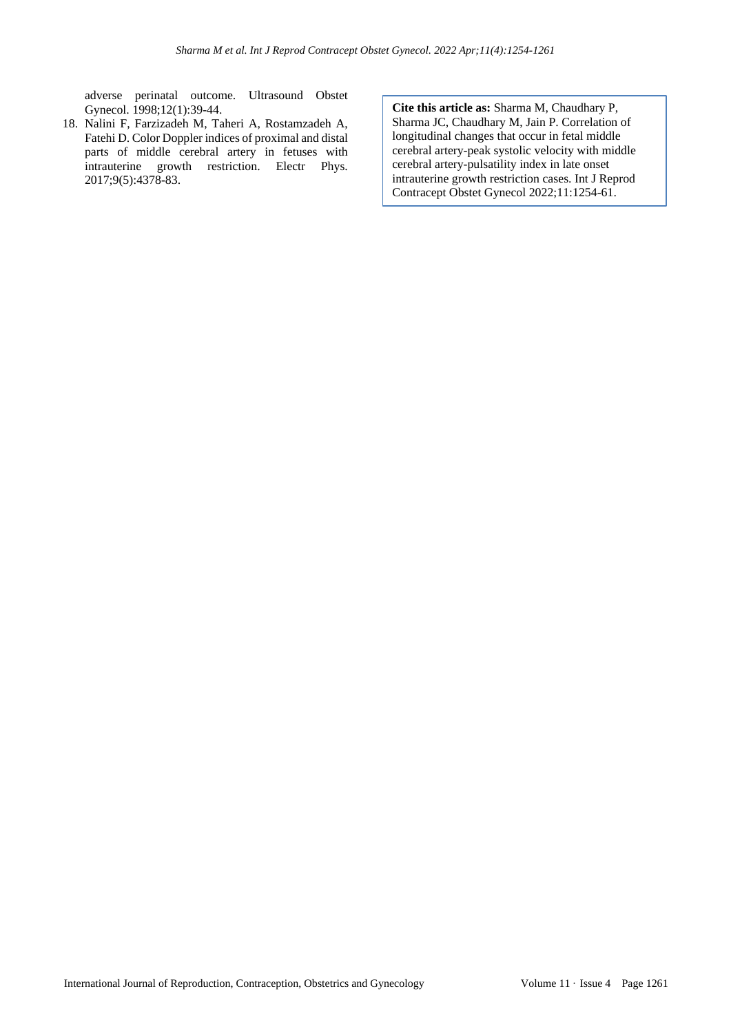adverse perinatal outcome. Ultrasound Obstet Gynecol. 1998;12(1):39-44.

18. Nalini F, Farzizadeh M, Taheri A, Rostamzadeh A, Fatehi D. Color Doppler indices of proximal and distal parts of middle cerebral artery in fetuses with intrauterine growth restriction. Electr Phys. 2017;9(5):4378-83.

**Cite this article as:** Sharma M, Chaudhary P, Sharma JC, Chaudhary M, Jain P. Correlation of longitudinal changes that occur in fetal middle cerebral artery-peak systolic velocity with middle cerebral artery-pulsatility index in late onset intrauterine growth restriction cases. Int J Reprod Contracept Obstet Gynecol 2022;11:1254-61.